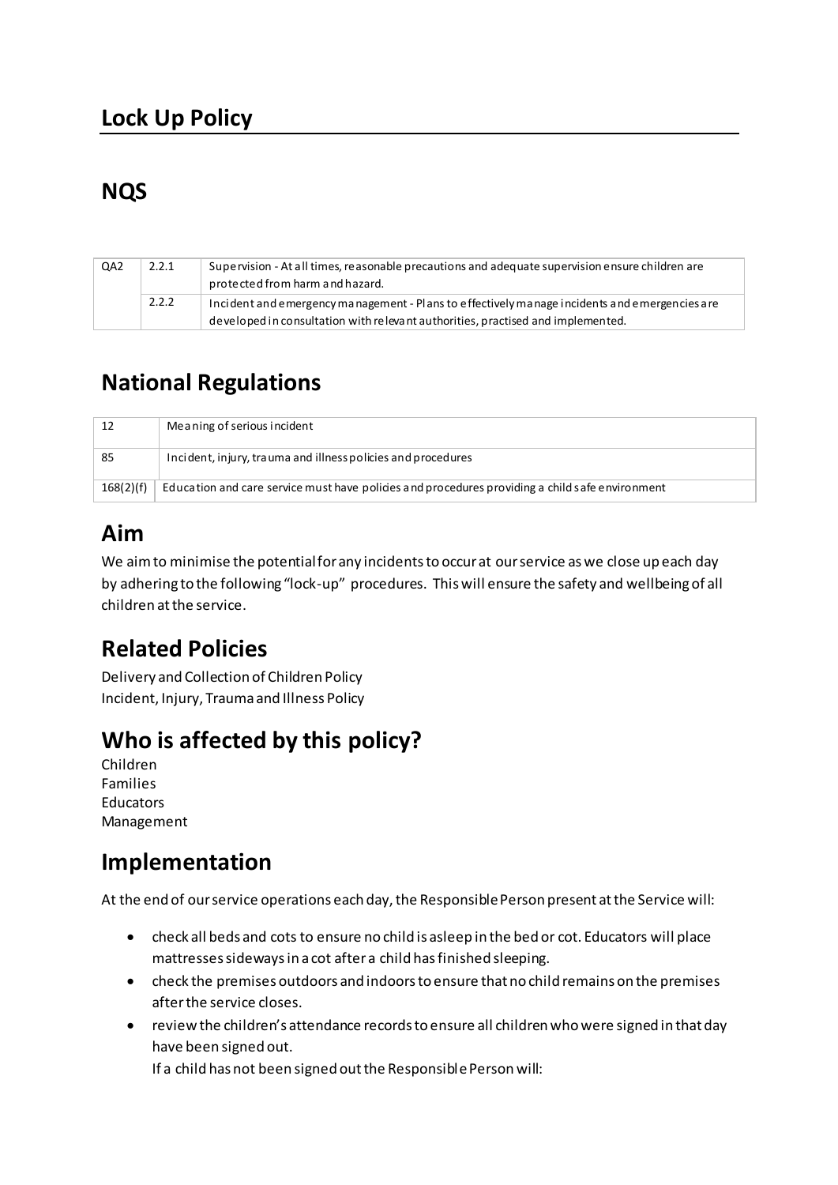# Lock Up Policy

## NQS

| QA2 | 2.2.1 | Supervision - At all times, reasonable precautions and adequate supervision ensure children are protected from harm and hazard. |
|---|---|---|
| | 2.2.2 | Incident and emergency management - Plans to effectively manage incidents and emergencies are developed in consultation with relevant authorities, practised and implemented. |

## National Regulations

| 12 | Meaning of serious incident |
|---|---|
| 85 | Incident, injury, trauma and illness policies and procedures |
| 168(2)(f) | Education and care service must have policies and procedures providing a child safe environment |

## Aim

We aim to minimise the potential for any incidents to occur at our service as we close up each day by adhering to the following "lock-up" procedures. This will ensure the safety and wellbeing of all children at the service.

## Related Policies

Delivery and Collection of Children Policy
Incident, Injury, Trauma and Illness Policy

## Who is affected by this policy?

Children
Families
Educators
Management

## Implementation

At the end of our service operations each day, the Responsible Person present at the Service will:

- check all beds and cots to ensure no child is asleep in the bed or cot. Educators will place mattresses sideways in a cot after a child has finished sleeping.
- check the premises outdoors and indoors to ensure that no child remains on the premises after the service closes.
- review the children's attendance records to ensure all children who were signed in that day have been signed out.
  If a child has not been signed out the Responsible Person will: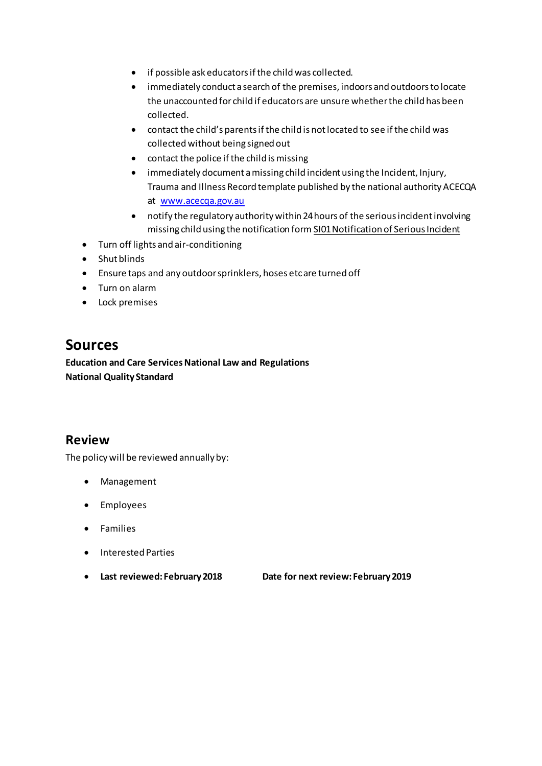- if possible ask educators if the child was collected.
  - immediately conduct a search of the premises, indoors and outdoors to locate the unaccounted for child if educators are unsure whether the child has been collected.
  - contact the child's parents if the child is not located to see if the child was collected without being signed out
  - contact the police if the child is missing
  - immediately document a missing child incident using the Incident, Injury, Trauma and Illness Record template published by the national authority ACECQA at [www.acecqa.gov.au](http://www.acecqa.gov.au)
  - notify the regulatory authority within 24 hours of the serious incident involving missing child using the notification form SI01 Notification of Serious Incident
- Turn off lights and air-conditioning
- Shut blinds
- Ensure taps and any outdoor sprinklers, hoses etc are turned off
- Turn on alarm
- Lock premises

## Sources

**Education and Care Services National Law and Regulations**
**National Quality Standard**

## Review

The policy will be reviewed annually by:

- Management
- Employees
- Families
- Interested Parties
- **Last reviewed: February 2018** **Date for next review: February 2019**